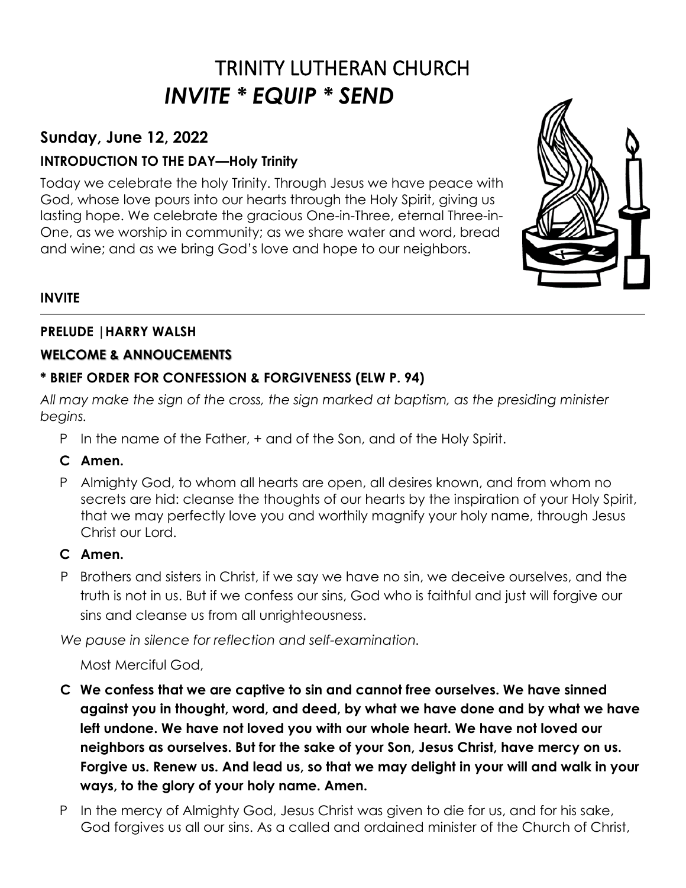# TRINITY LUTHERAN CHURCH
# *INVITE * EQUIP * SEND*

## Sunday, June 12, 2022

### INTRODUCTION TO THE DAY—Holy Trinity

Today we celebrate the holy Trinity. Through Jesus we have peace with God, whose love pours into our hearts through the Holy Spirit, giving us lasting hope. We celebrate the gracious One-in-Three, eternal Three-in-One, as we worship in community; as we share water and word, bread and wine; and as we bring God's love and hope to our neighbors.

### INVITE

---

**PRELUDE |HARRY WALSH**

**WELCOME & ANNOUCEMENTS**

**\* BRIEF ORDER FOR CONFESSION & FORGIVENESS (ELW P. 94)**

*All may make the sign of the cross, the sign marked at baptism, as the presiding minister begins.*

P In the name of the Father, + and of the Son, and of the Holy Spirit.

**C Amen.**

P Almighty God, to whom all hearts are open, all desires known, and from whom no secrets are hid: cleanse the thoughts of our hearts by the inspiration of your Holy Spirit, that we may perfectly love you and worthily magnify your holy name, through Jesus Christ our Lord.

**C Amen.**

P Brothers and sisters in Christ, if we say we have no sin, we deceive ourselves, and the truth is not in us. But if we confess our sins, God who is faithful and just will forgive our sins and cleanse us from all unrighteousness.

*We pause in silence for reflection and self-examination.*

Most Merciful God,

**C We confess that we are captive to sin and cannot free ourselves. We have sinned against you in thought, word, and deed, by what we have done and by what we have left undone. We have not loved you with our whole heart. We have not loved our neighbors as ourselves. But for the sake of your Son, Jesus Christ, have mercy on us. Forgive us. Renew us. And lead us, so that we may delight in your will and walk in your ways, to the glory of your holy name. Amen.**

P In the mercy of Almighty God, Jesus Christ was given to die for us, and for his sake, God forgives us all our sins. As a called and ordained minister of the Church of Christ,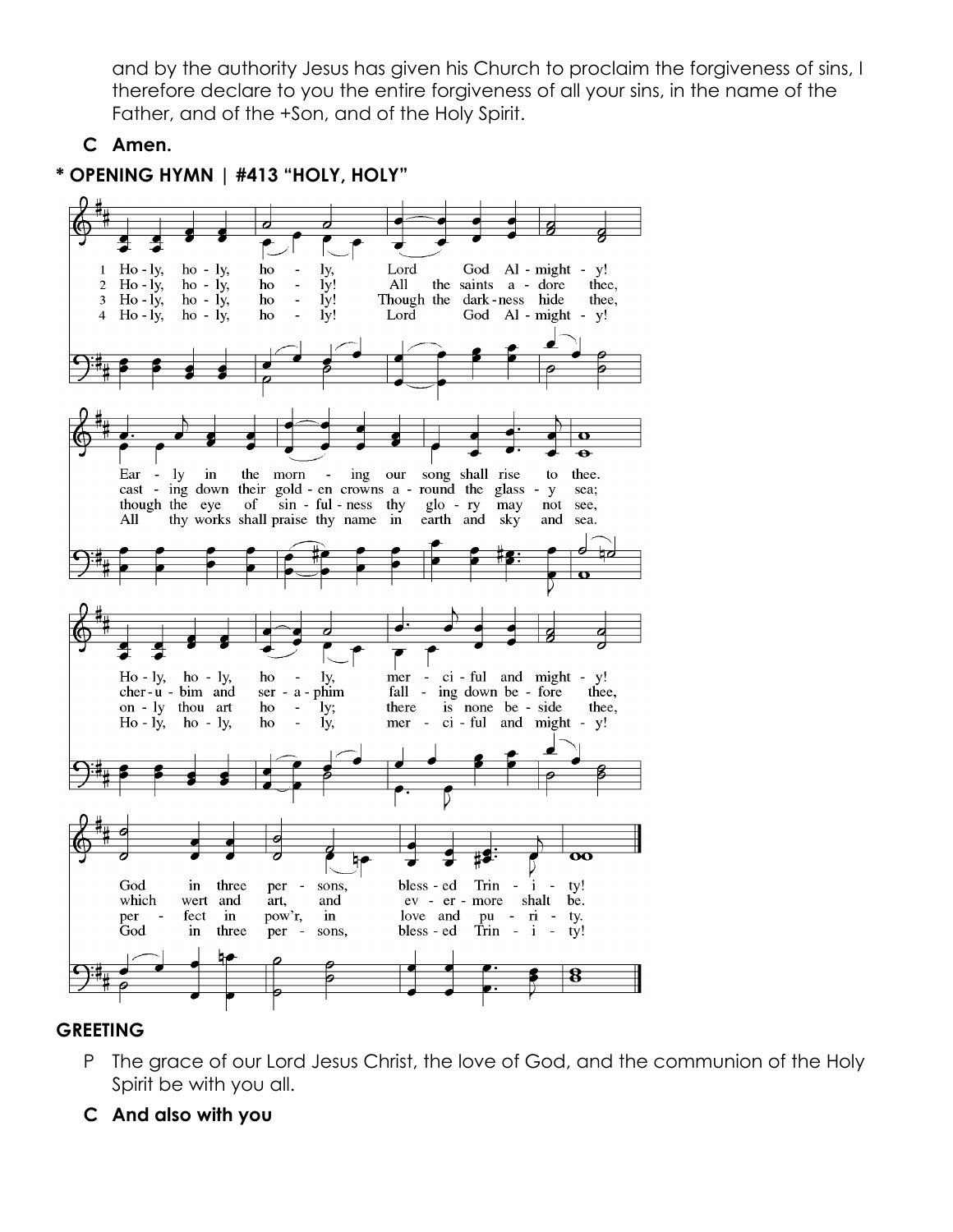and by the authority Jesus has given his Church to proclaim the forgiveness of sins, I therefore declare to you the entire forgiveness of all your sins, in the name of the Father, and of the +Son, and of the Holy Spirit.

**C Amen.**

**\* OPENING HYMN | #413 "HOLY, HOLY"**

1 Holy, holy, holy, Lord God Almighty! Early in the morning our song shall rise to thee. Holy, holy, holy, merciful and mighty! God in three persons, blessed Trinity!

2 Holy, holy, holy! All the saints adore thee, casting down their golden crowns around the glassy sea; cherubim and seraphim falling down before thee, which wert and art, and evermore shalt be.

3 Holy, holy, holy! Though the darkness hide thee, though the eye of sinfulness thy glory may not see, only thou art holy; there is none beside thee, perfect in pow'r, in love and purity.

4 Holy, holy, holy! Lord God Almighty! All thy works shall praise thy name in earth and sky and sea. Holy, holy, holy, merciful and mighty! God in three persons, blessed Trinity!

**GREETING**

P The grace of our Lord Jesus Christ, the love of God, and the communion of the Holy Spirit be with you all.

**C And also with you**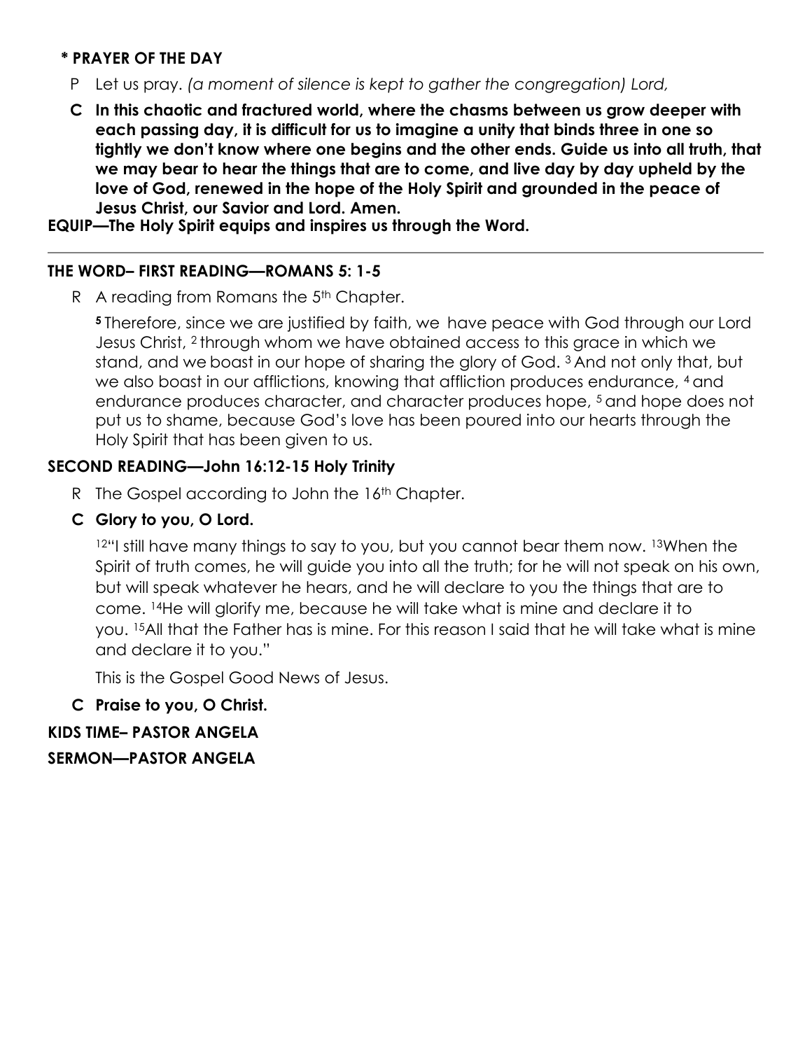**\* PRAYER OF THE DAY**

P Let us pray. *(a moment of silence is kept to gather the congregation) Lord,*

**C In this chaotic and fractured world, where the chasms between us grow deeper with each passing day, it is difficult for us to imagine a unity that binds three in one so tightly we don't know where one begins and the other ends. Guide us into all truth, that we may bear to hear the things that are to come, and live day by day upheld by the love of God, renewed in the hope of the Holy Spirit and grounded in the peace of Jesus Christ, our Savior and Lord. Amen.**

**EQUIP—The Holy Spirit equips and inspires us through the Word.**

---

**THE WORD– FIRST READING—ROMANS 5: 1-5**

R A reading from Romans the 5th Chapter.

**5** Therefore, since we are justified by faith, we have peace with God through our Lord Jesus Christ, 2 through whom we have obtained access to this grace in which we stand, and we boast in our hope of sharing the glory of God. 3 And not only that, but we also boast in our afflictions, knowing that affliction produces endurance, 4 and endurance produces character, and character produces hope, 5 and hope does not put us to shame, because God's love has been poured into our hearts through the Holy Spirit that has been given to us.

**SECOND READING—John 16:12-15 Holy Trinity**

R The Gospel according to John the 16th Chapter.

**C Glory to you, O Lord.**

12"I still have many things to say to you, but you cannot bear them now. 13When the Spirit of truth comes, he will guide you into all the truth; for he will not speak on his own, but will speak whatever he hears, and he will declare to you the things that are to come. 14He will glorify me, because he will take what is mine and declare it to you. 15All that the Father has is mine. For this reason I said that he will take what is mine and declare it to you."

This is the Gospel Good News of Jesus.

**C Praise to you, O Christ.**

**KIDS TIME– PASTOR ANGELA**

**SERMON—PASTOR ANGELA**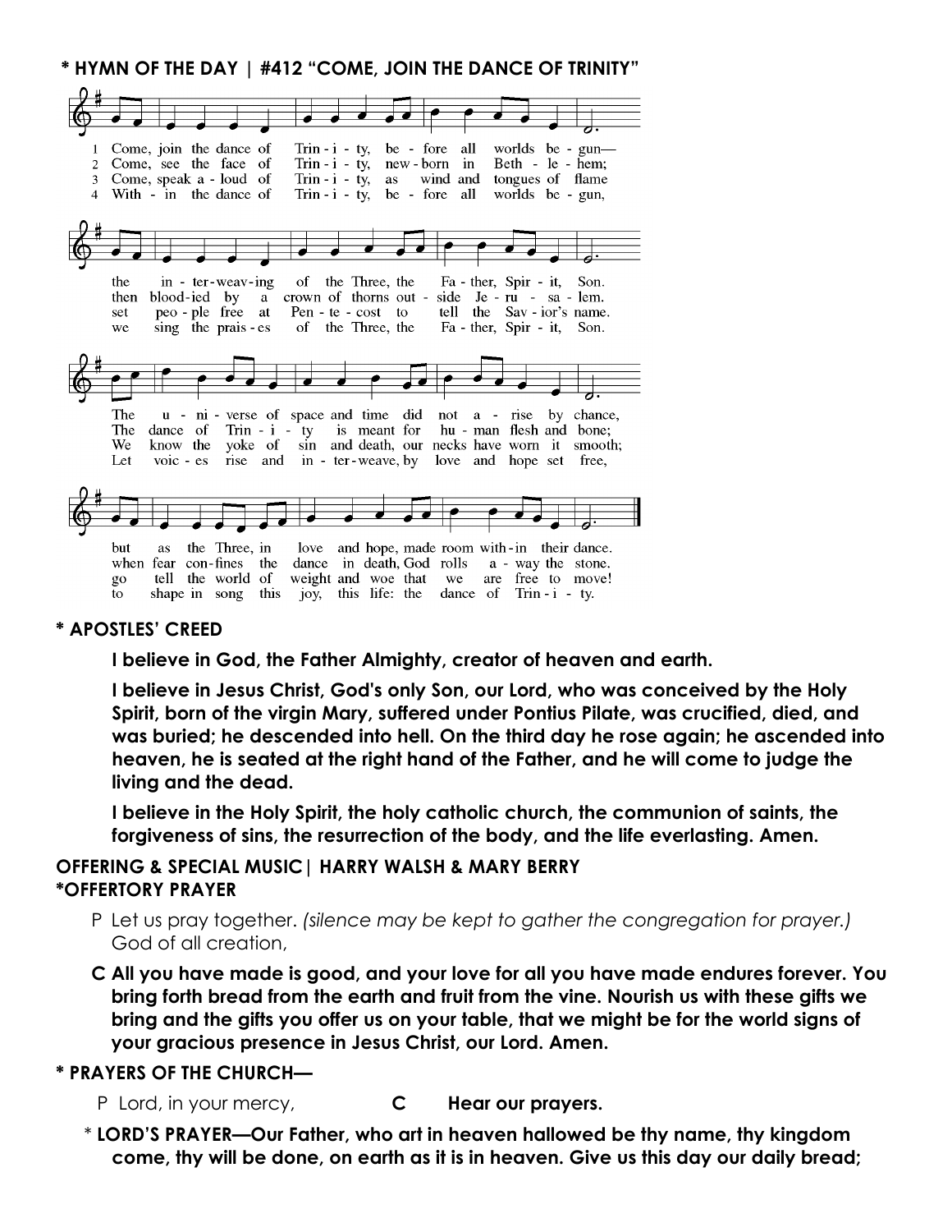**\* HYMN OF THE DAY | #412 "COME, JOIN THE DANCE OF TRINITY"**

1 Come, join the dance of Trin - i - ty, be - fore all worlds be - gun—
the in - ter - weav - ing of the Three, the Fa - ther, Spir - it, Son.
The u - ni - verse of space and time did not a - rise by chance,
but as the Three, in love and hope, made room with - in their dance.

2 Come, see the face of Trin - i - ty, new - born in Beth - le - hem;
then blood - ied by a crown of thorns out - side Je - ru - sa - lem.
The dance of Trin - i - ty is meant for hu - man flesh and bone;
when fear con - fines the dance in death, God rolls a - way the stone.

3 Come, speak a - loud of Trin - i - ty, as wind and tongues of flame
set peo - ple free at Pen - te - cost to tell the Sav - ior's name.
We know the yoke of sin and death, our necks have worn it smooth;
go tell the world of weight and woe that we are free to move!

4 With - in the dance of Trin - i - ty, be - fore all worlds be - gun,
we sing the prais - es of the Three, the Fa - ther, Spir - it, Son.
Let voic - es rise and in - ter - weave, by love and hope set free,
to shape in song this joy, this life: the dance of Trin - i - ty.

**\* APOSTLES' CREED**

**I believe in God, the Father Almighty, creator of heaven and earth.**

**I believe in Jesus Christ, God's only Son, our Lord, who was conceived by the Holy Spirit, born of the virgin Mary, suffered under Pontius Pilate, was crucified, died, and was buried; he descended into hell. On the third day he rose again; he ascended into heaven, he is seated at the right hand of the Father, and he will come to judge the living and the dead.**

**I believe in the Holy Spirit, the holy catholic church, the communion of saints, the forgiveness of sins, the resurrection of the body, and the life everlasting. Amen.**

**OFFERING & SPECIAL MUSIC| HARRY WALSH & MARY BERRY**
**\*OFFERTORY PRAYER**

P Let us pray together. *(silence may be kept to gather the congregation for prayer.)* God of all creation,

**C All you have made is good, and your love for all you have made endures forever. You bring forth bread from the earth and fruit from the vine. Nourish us with these gifts we bring and the gifts you offer us on your table, that we might be for the world signs of your gracious presence in Jesus Christ, our Lord. Amen.**

**\* PRAYERS OF THE CHURCH—**

P Lord, in your mercy, **C Hear our prayers.**

\* **LORD'S PRAYER—Our Father, who art in heaven hallowed be thy name, thy kingdom come, thy will be done, on earth as it is in heaven. Give us this day our daily bread;**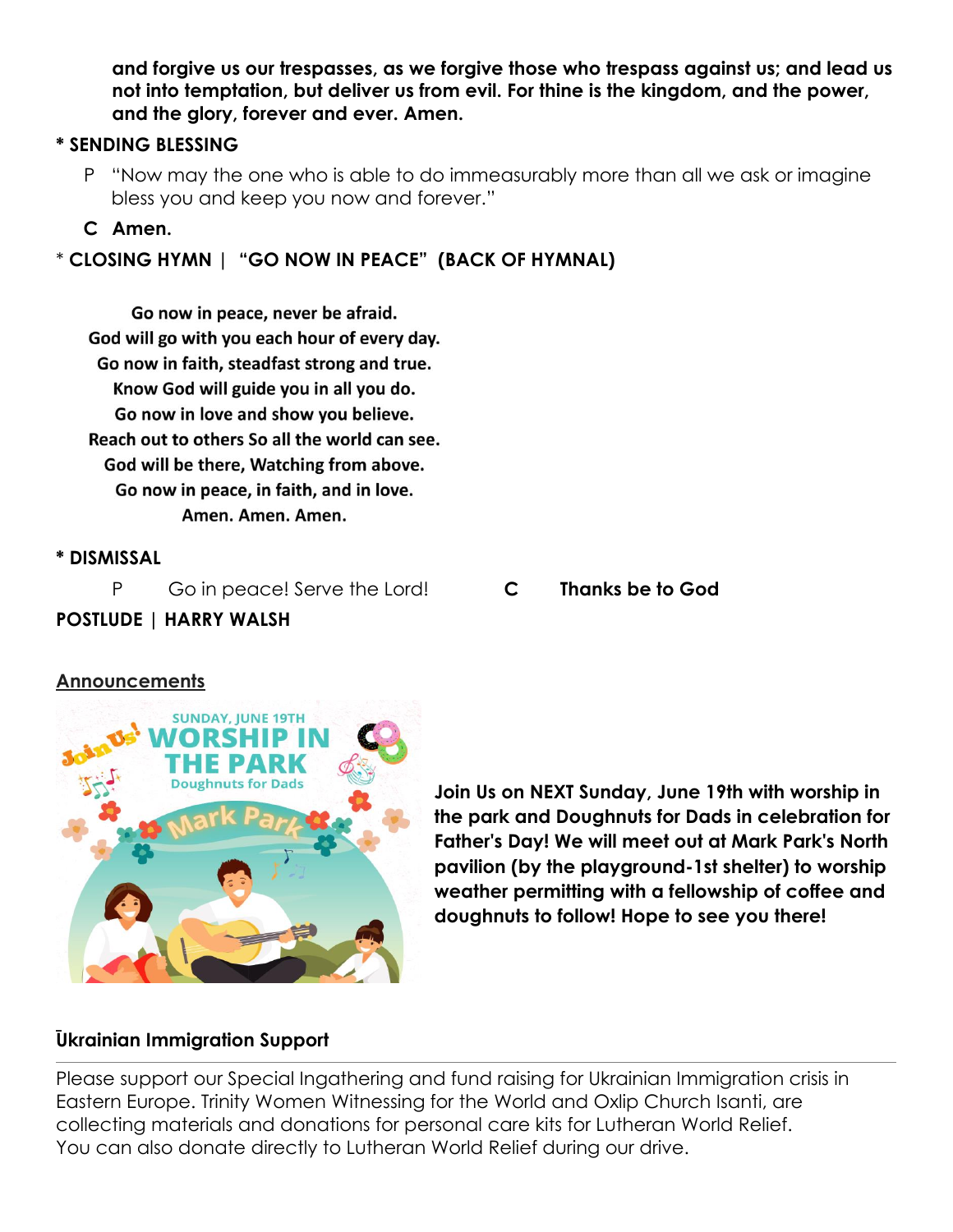**and forgive us our trespasses, as we forgive those who trespass against us; and lead us not into temptation, but deliver us from evil. For thine is the kingdom, and the power, and the glory, forever and ever. Amen.**

**\* SENDING BLESSING**

P "Now may the one who is able to do immeasurably more than all we ask or imagine bless you and keep you now and forever."

**C Amen.**

\* **CLOSING HYMN | "GO NOW IN PEACE" (BACK OF HYMNAL)**

**Go now in peace, never be afraid.**
**God will go with you each hour of every day.**
**Go now in faith, steadfast strong and true.**
**Know God will guide you in all you do.**
**Go now in love and show you believe.**
**Reach out to others So all the world can see.**
**God will be there, Watching from above.**
**Go now in peace, in faith, and in love.**
**Amen. Amen. Amen.**

**\* DISMISSAL**

P Go in peace! Serve the Lord! **C Thanks be to God**

**POSTLUDE | HARRY WALSH**

## Announcements

**Join Us on NEXT Sunday, June 19th with worship in the park and Doughnuts for Dads in celebration for Father's Day! We will meet out at Mark Park's North pavilion (by the playground-1st shelter) to worship weather permitting with a fellowship of coffee and doughnuts to follow! Hope to see you there!**

### Ukrainian Immigration Support

Please support our Special Ingathering and fund raising for Ukrainian Immigration crisis in Eastern Europe. Trinity Women Witnessing for the World and Oxlip Church Isanti, are collecting materials and donations for personal care kits for Lutheran World Relief. You can also donate directly to Lutheran World Relief during our drive.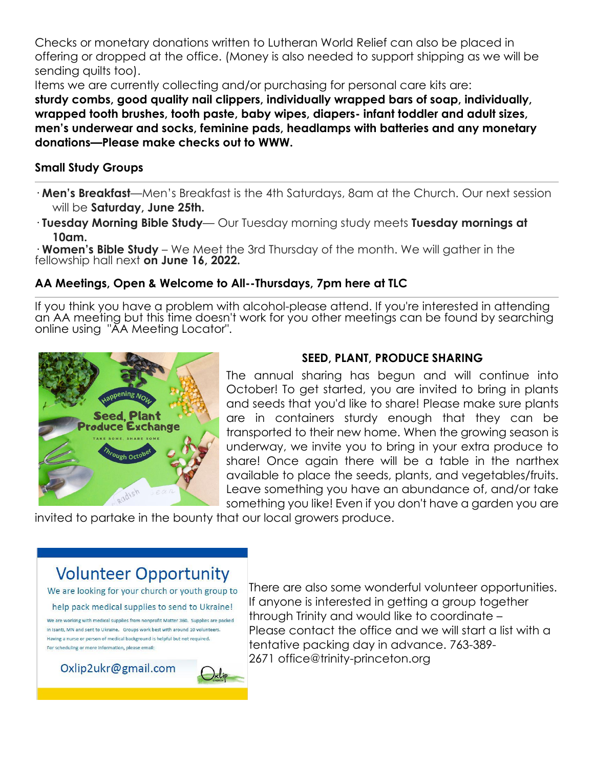Checks or monetary donations written to Lutheran World Relief can also be placed in offering or dropped at the office. (Money is also needed to support shipping as we will be sending quilts too).

Items we are currently collecting and/or purchasing for personal care kits are:

**sturdy combs, good quality nail clippers, individually wrapped bars of soap, individually, wrapped tooth brushes, tooth paste, baby wipes, diapers- infant toddler and adult sizes, men's underwear and socks, feminine pads, headlamps with batteries and any monetary donations—Please make checks out to WWW.**

### Small Study Groups

- **Men's Breakfast**—Men's Breakfast is the 4th Saturdays, 8am at the Church. Our next session will be **Saturday, June 25th.**
- **Tuesday Morning Bible Study**— Our Tuesday morning study meets **Tuesday mornings at 10am.**
- **Women's Bible Study** – We Meet the 3rd Thursday of the month. We will gather in the fellowship hall next **on June 16, 2022.**

### AA Meetings, Open & Welcome to All--Thursdays, 7pm here at TLC

If you think you have a problem with alcohol-please attend. If you're interested in attending an AA meeting but this time doesn't work for you other meetings can be found by searching online using "AA Meeting Locator".

### SEED, PLANT, PRODUCE SHARING

The annual sharing has begun and will continue into October! To get started, you are invited to bring in plants and seeds that you'd like to share! Please make sure plants are in containers sturdy enough that they can be transported to their new home. When the growing season is underway, we invite you to bring in your extra produce to share! Once again there will be a table in the narthex available to place the seeds, plants, and vegetables/fruits. Leave something you have an abundance of, and/or take something you like! Even if you don't have a garden you are invited to partake in the bounty that our local growers produce.

## Volunteer Opportunity

We are looking for your church or youth group to help pack medical supplies to send to Ukraine!

We are working with medical supplies from nonprofit Matter 360. Supplies are packed in Isanti, MN and sent to Ukraine. Groups work best with around 10 volunteers. Having a nurse or person of medical background is helpful but not required. For scheduling or more information, please email:

Oxlip2ukr@gmail.com

There are also some wonderful volunteer opportunities. If anyone is interested in getting a group together through Trinity and would like to coordinate – Please contact the office and we will start a list with a tentative packing day in advance. 763-389-2671 office@trinity-princeton.org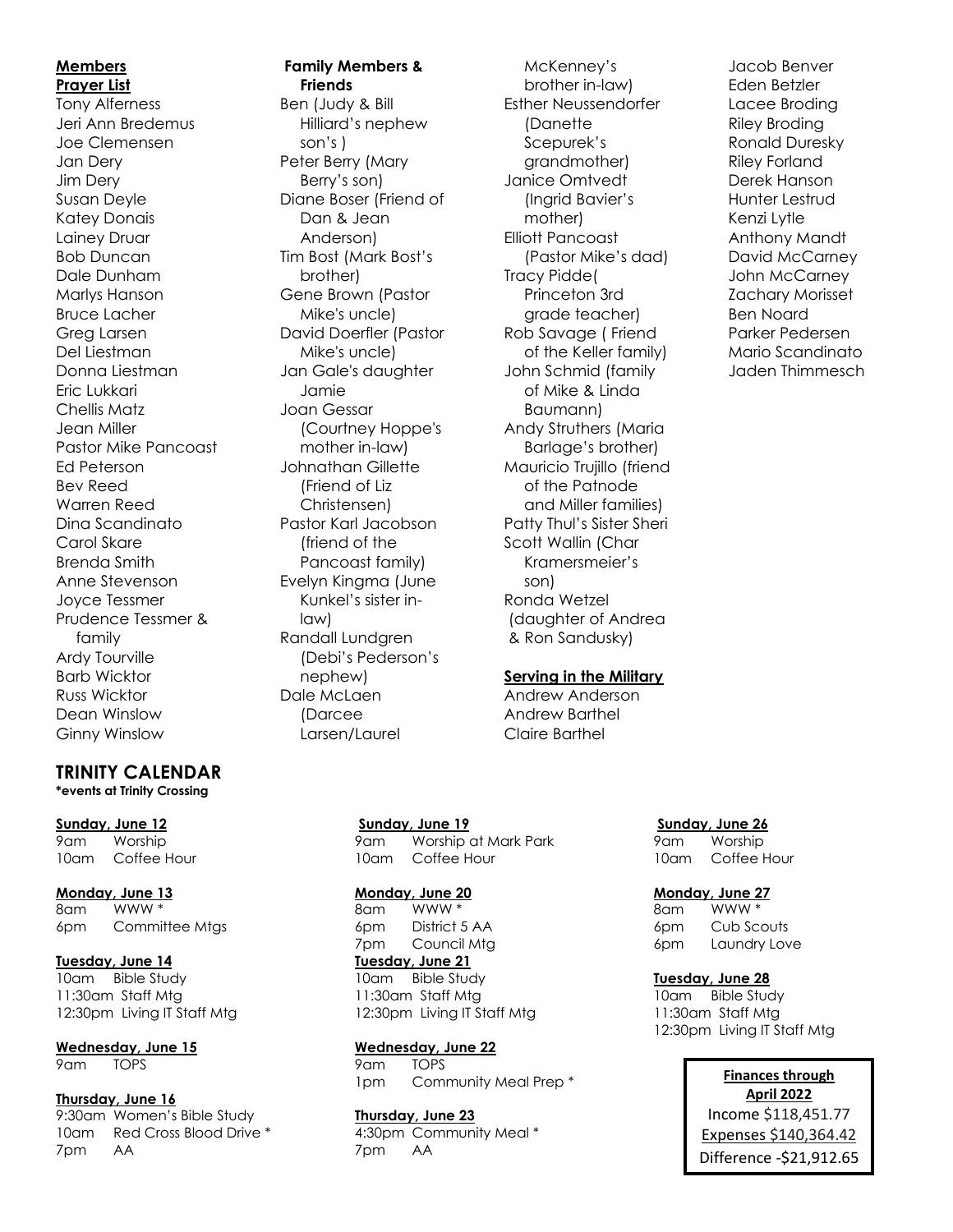**Members Prayer List**

Tony Alferness
Jeri Ann Bredemus
Joe Clemensen
Jan Dery
Jim Dery
Susan Deyle
Katey Donais
Lainey Druar
Bob Duncan
Dale Dunham
Marlys Hanson
Bruce Lacher
Greg Larsen
Del Liestman
Donna Liestman
Eric Lukkari
Chellis Matz
Jean Miller
Pastor Mike Pancoast
Ed Peterson
Bev Reed
Warren Reed
Dina Scandinato
Carol Skare
Brenda Smith
Anne Stevenson
Joyce Tessmer
Prudence Tessmer & family
Ardy Tourville
Barb Wicktor
Russ Wicktor
Dean Winslow
Ginny Winslow

**Family Members & Friends**

Ben (Judy & Bill Hilliard's nephew son's )
Peter Berry (Mary Berry's son)
Diane Boser (Friend of Dan & Jean Anderson)
Tim Bost (Mark Bost's brother)
Gene Brown (Pastor Mike's uncle)
David Doerfler (Pastor Mike's uncle)
Jan Gale's daughter Jamie
Joan Gessar (Courtney Hoppe's mother in-law)
Johnathan Gillette (Friend of Liz Christensen)
Pastor Karl Jacobson (friend of the Pancoast family)
Evelyn Kingma (June Kunkel's sister in-law)
Randall Lundgren (Debi's Pederson's nephew)
Dale McLaen (Darcee Larsen/Laurel McKenney's brother in-law)
Esther Neussendorfer (Danette Scepurek's grandmother)
Janice Omtvedt (Ingrid Bavier's mother)
Elliott Pancoast (Pastor Mike's dad)
Tracy Pidde( Princeton 3rd grade teacher)
Rob Savage ( Friend of the Keller family)
John Schmid (family of Mike & Linda Baumann)
Andy Struthers (Maria Barlage's brother)
Mauricio Trujillo (friend of the Patnode and Miller families)
Patty Thul's Sister Sheri
Scott Wallin (Char Kramersmeier's son)
Ronda Wetzel (daughter of Andrea & Ron Sandusky)

**Serving in the Military**

Andrew Anderson
Andrew Barthel
Claire Barthel
Jacob Benver
Eden Betzler
Lacee Broding
Riley Broding
Ronald Duresky
Riley Forland
Derek Hanson
Hunter Lestrud
Kenzi Lytle
Anthony Mandt
David McCarney
John McCarney
Zachary Morisset
Ben Noard
Parker Pedersen
Mario Scandinato
Jaden Thimmesch

## TRINITY CALENDAR

**\*events at Trinity Crossing**

**Sunday, June 12**
9am Worship
10am Coffee Hour

**Monday, June 13**
8am WWW *
6pm Committee Mtgs

**Tuesday, June 14**
10am Bible Study
11:30am Staff Mtg
12:30pm Living IT Staff Mtg

**Wednesday, June 15**
9am TOPS

**Thursday, June 16**
9:30am Women's Bible Study
10am Red Cross Blood Drive *
7pm AA

**Sunday, June 19**
9am Worship at Mark Park
10am Coffee Hour

**Monday, June 20**
8am WWW *
6pm District 5 AA
7pm Council Mtg

**Tuesday, June 21**
10am Bible Study
11:30am Staff Mtg
12:30pm Living IT Staff Mtg

**Wednesday, June 22**
9am TOPS
1pm Community Meal Prep *

**Thursday, June 23**
4:30pm Community Meal *
7pm AA

**Sunday, June 26**
9am Worship
10am Coffee Hour

**Monday, June 27**
8am WWW *
6pm Cub Scouts
6pm Laundry Love

**Tuesday, June 28**
10am Bible Study
11:30am Staff Mtg
12:30pm Living IT Staff Mtg

**Finances through April 2022**
Income $118,451.77
Expenses $140,364.42
Difference -$21,912.65